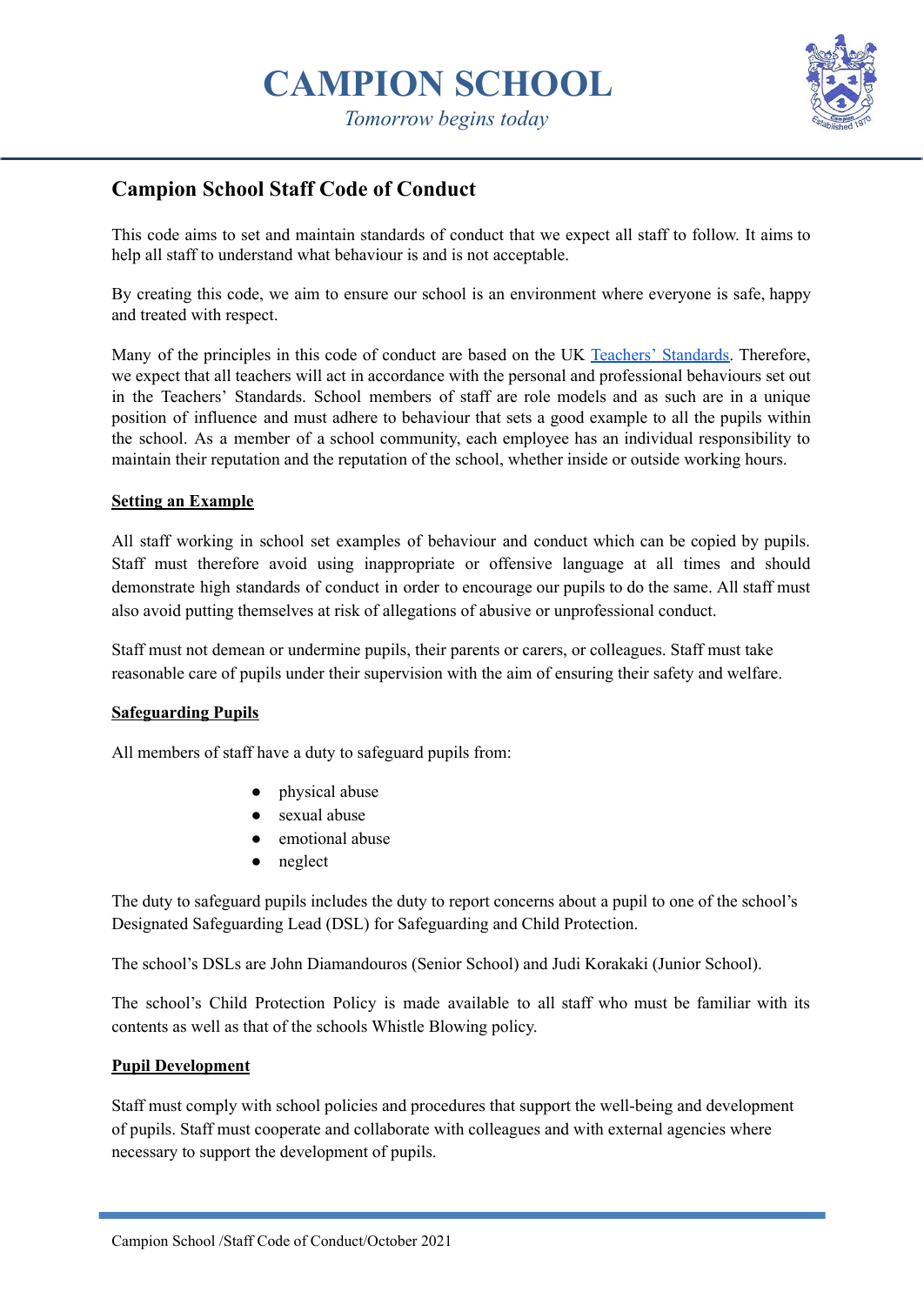# CAMPION SCHOOL

*Tomorrow begins today*

## Campion School Staff Code of Conduct

This code aims to set and maintain standards of conduct that we expect all staff to follow. It aims to help all staff to understand what behaviour is and is not acceptable.

By creating this code, we aim to ensure our school is an environment where everyone is safe, happy and treated with respect.

Many of the principles in this code of conduct are based on the UK Teachers' Standards. Therefore, we expect that all teachers will act in accordance with the personal and professional behaviours set out in the Teachers' Standards. School members of staff are role models and as such are in a unique position of influence and must adhere to behaviour that sets a good example to all the pupils within the school. As a member of a school community, each employee has an individual responsibility to maintain their reputation and the reputation of the school, whether inside or outside working hours.

### Setting an Example

All staff working in school set examples of behaviour and conduct which can be copied by pupils. Staff must therefore avoid using inappropriate or offensive language at all times and should demonstrate high standards of conduct in order to encourage our pupils to do the same. All staff must also avoid putting themselves at risk of allegations of abusive or unprofessional conduct.

Staff must not demean or undermine pupils, their parents or carers, or colleagues. Staff must take reasonable care of pupils under their supervision with the aim of ensuring their safety and welfare.

### Safeguarding Pupils

All members of staff have a duty to safeguard pupils from:

- physical abuse
- sexual abuse
- emotional abuse
- neglect

The duty to safeguard pupils includes the duty to report concerns about a pupil to one of the school's Designated Safeguarding Lead (DSL) for Safeguarding and Child Protection.

The school's DSLs are John Diamandouros (Senior School) and Judi Korakaki (Junior School).

The school's Child Protection Policy is made available to all staff who must be familiar with its contents as well as that of the schools Whistle Blowing policy.

### Pupil Development

Staff must comply with school policies and procedures that support the well-being and development of pupils. Staff must cooperate and collaborate with colleagues and with external agencies where necessary to support the development of pupils.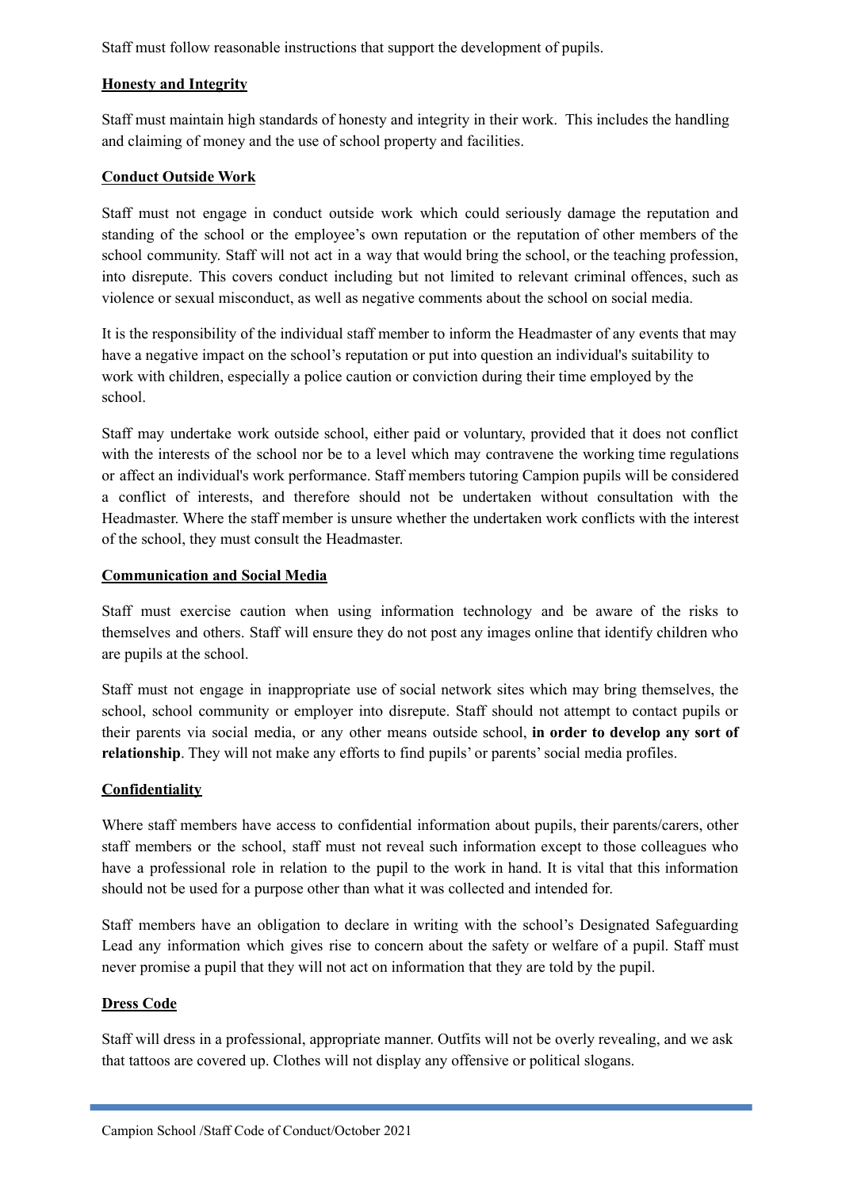Staff must follow reasonable instructions that support the development of pupils.

## Honesty and Integrity

Staff must maintain high standards of honesty and integrity in their work. This includes the handling and claiming of money and the use of school property and facilities.

## Conduct Outside Work

Staff must not engage in conduct outside work which could seriously damage the reputation and standing of the school or the employee's own reputation or the reputation of other members of the school community. Staff will not act in a way that would bring the school, or the teaching profession, into disrepute. This covers conduct including but not limited to relevant criminal offences, such as violence or sexual misconduct, as well as negative comments about the school on social media.

It is the responsibility of the individual staff member to inform the Headmaster of any events that may have a negative impact on the school's reputation or put into question an individual's suitability to work with children, especially a police caution or conviction during their time employed by the school.

Staff may undertake work outside school, either paid or voluntary, provided that it does not conflict with the interests of the school nor be to a level which may contravene the working time regulations or affect an individual's work performance. Staff members tutoring Campion pupils will be considered a conflict of interests, and therefore should not be undertaken without consultation with the Headmaster. Where the staff member is unsure whether the undertaken work conflicts with the interest of the school, they must consult the Headmaster.

## Communication and Social Media

Staff must exercise caution when using information technology and be aware of the risks to themselves and others. Staff will ensure they do not post any images online that identify children who are pupils at the school.

Staff must not engage in inappropriate use of social network sites which may bring themselves, the school, school community or employer into disrepute. Staff should not attempt to contact pupils or their parents via social media, or any other means outside school, **in order to develop any sort of relationship**. They will not make any efforts to find pupils' or parents' social media profiles.

## Confidentiality

Where staff members have access to confidential information about pupils, their parents/carers, other staff members or the school, staff must not reveal such information except to those colleagues who have a professional role in relation to the pupil to the work in hand. It is vital that this information should not be used for a purpose other than what it was collected and intended for.

Staff members have an obligation to declare in writing with the school's Designated Safeguarding Lead any information which gives rise to concern about the safety or welfare of a pupil. Staff must never promise a pupil that they will not act on information that they are told by the pupil.

## Dress Code

Staff will dress in a professional, appropriate manner. Outfits will not be overly revealing, and we ask that tattoos are covered up. Clothes will not display any offensive or political slogans.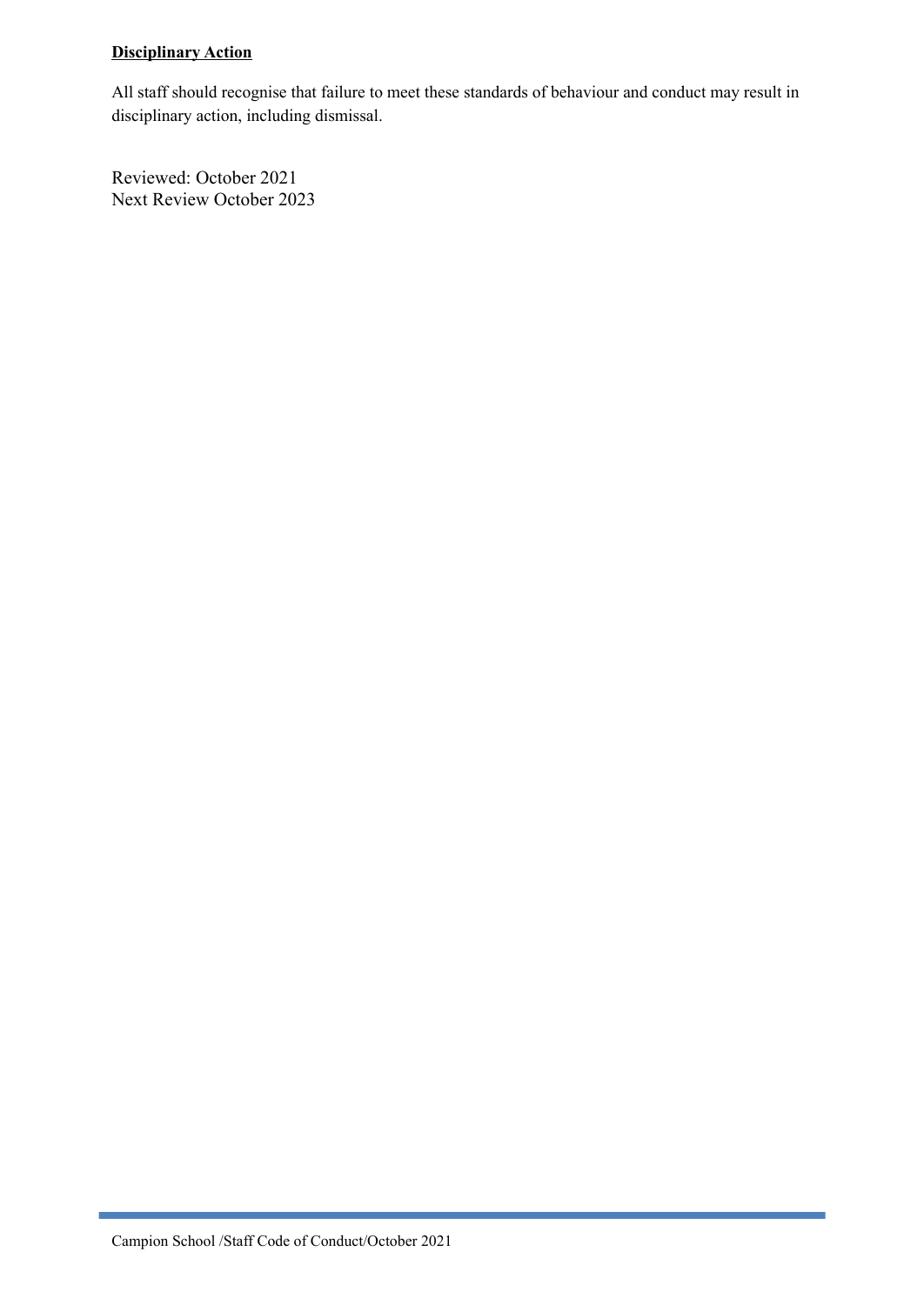**Disciplinary Action**

All staff should recognise that failure to meet these standards of behaviour and conduct may result in disciplinary action, including dismissal.

Reviewed: October 2021
Next Review October 2023